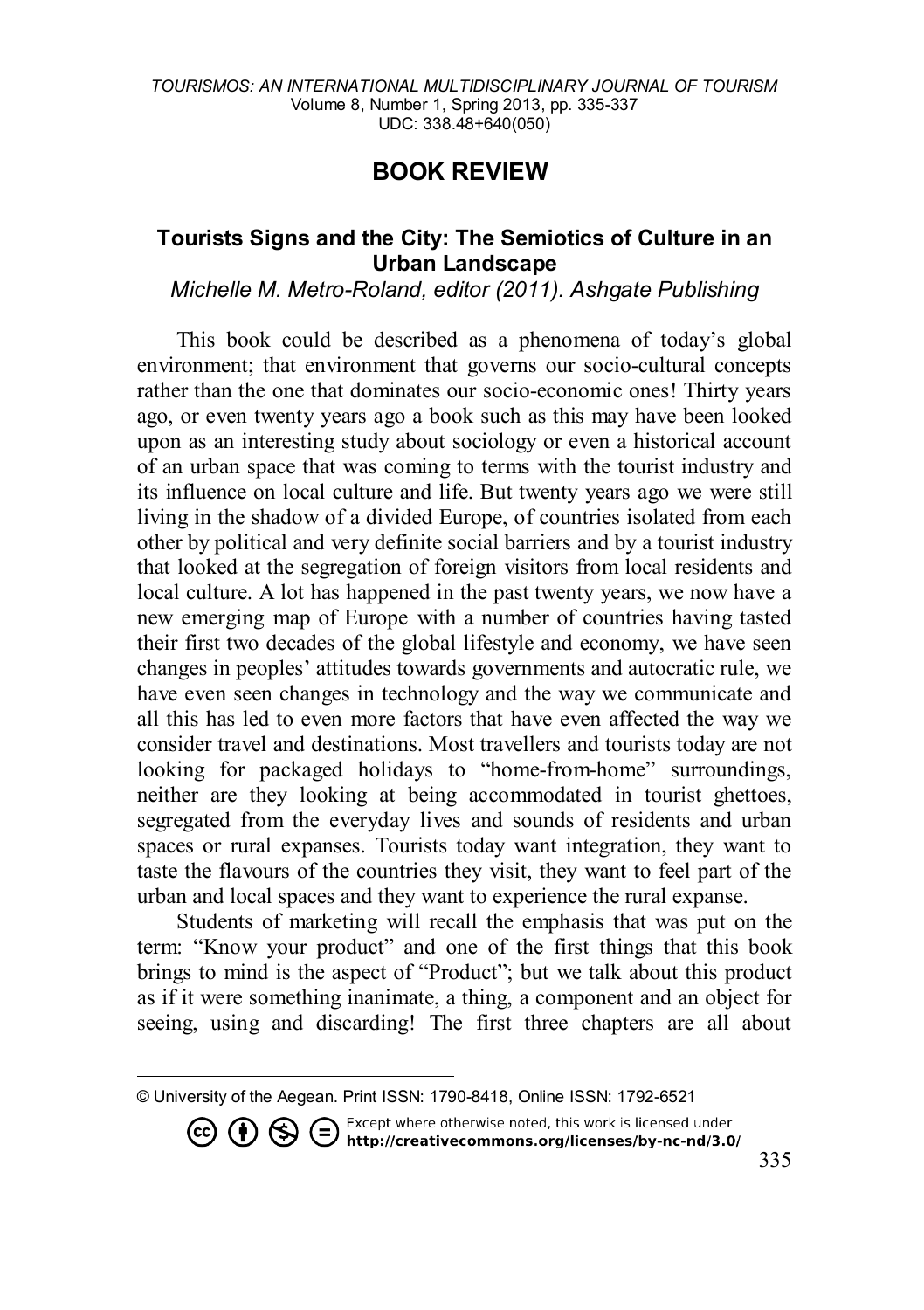# BOOK REVIEW

## Tourists Signs and the City: The Semiotics of Culture in an Urban Landscape

*Michelle M. Metro-Roland, editor (2011). Ashgate Publishing*

This book could be described as a phenomena of today's global environment; that environment that governs our socio-cultural concepts rather than the one that dominates our socio-economic ones! Thirty years ago, or even twenty years ago a book such as this may have been looked upon as an interesting study about sociology or even a historical account of an urban space that was coming to terms with the tourist industry and its influence on local culture and life. But twenty years ago we were still living in the shadow of a divided Europe, of countries isolated from each other by political and very definite social barriers and by a tourist industry that looked at the segregation of foreign visitors from local residents and local culture. A lot has happened in the past twenty years, we now have a new emerging map of Europe with a number of countries having tasted their first two decades of the global lifestyle and economy, we have seen changes in peoples' attitudes towards governments and autocratic rule, we have even seen changes in technology and the way we communicate and all this has led to even more factors that have even affected the way we consider travel and destinations. Most travellers and tourists today are not looking for packaged holidays to "home-from-home" surroundings, neither are they looking at being accommodated in tourist ghettoes, segregated from the everyday lives and sounds of residents and urban spaces or rural expanses. Tourists today want integration, they want to taste the flavours of the countries they visit, they want to feel part of the urban and local spaces and they want to experience the rural expanse.

Students of marketing will recall the emphasis that was put on the term: "Know your product" and one of the first things that this book brings to mind is the aspect of "Product"; but we talk about this product as if it were something inanimate, a thing, a component and an object for seeing, using and discarding! The first three chapters are all about

© University of the Aegean. Print ISSN: 1790-8418, Online ISSN: 1792-6521

Except where otherwise noted, this work is licensed under http://creativecommons.org/licenses/by-nc-nd/3.0/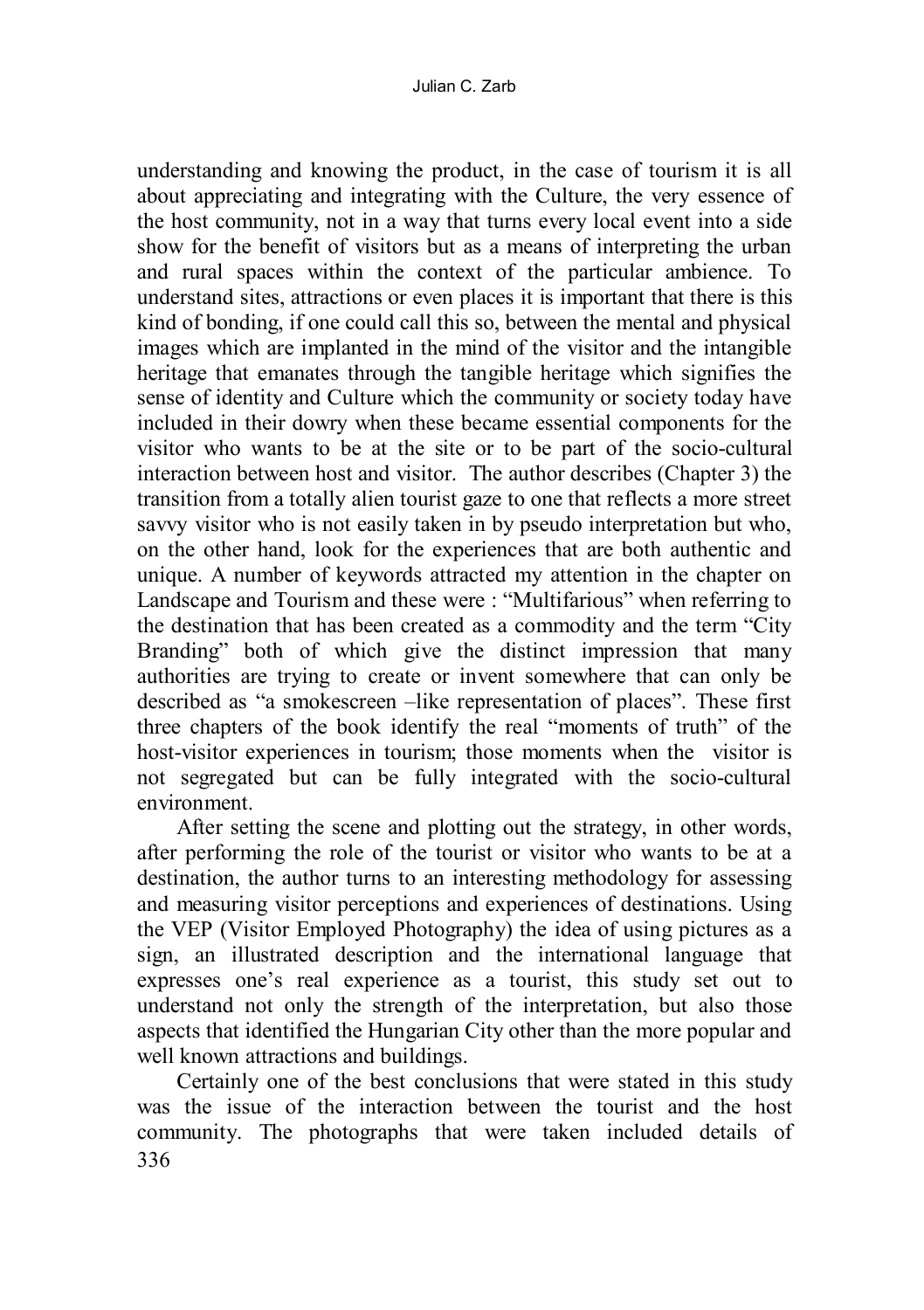understanding and knowing the product, in the case of tourism it is all about appreciating and integrating with the Culture, the very essence of the host community, not in a way that turns every local event into a side show for the benefit of visitors but as a means of interpreting the urban and rural spaces within the context of the particular ambience. To understand sites, attractions or even places it is important that there is this kind of bonding, if one could call this so, between the mental and physical images which are implanted in the mind of the visitor and the intangible heritage that emanates through the tangible heritage which signifies the sense of identity and Culture which the community or society today have included in their dowry when these became essential components for the visitor who wants to be at the site or to be part of the socio-cultural interaction between host and visitor. The author describes (Chapter 3) the transition from a totally alien tourist gaze to one that reflects a more street savvy visitor who is not easily taken in by pseudo interpretation but who, on the other hand, look for the experiences that are both authentic and unique. A number of keywords attracted my attention in the chapter on Landscape and Tourism and these were : "Multifarious" when referring to the destination that has been created as a commodity and the term "City Branding" both of which give the distinct impression that many authorities are trying to create or invent somewhere that can only be described as "a smokescreen –like representation of places". These first three chapters of the book identify the real "moments of truth" of the host-visitor experiences in tourism; those moments when the visitor is not segregated but can be fully integrated with the socio-cultural environment.

After setting the scene and plotting out the strategy, in other words, after performing the role of the tourist or visitor who wants to be at a destination, the author turns to an interesting methodology for assessing and measuring visitor perceptions and experiences of destinations. Using the VEP (Visitor Employed Photography) the idea of using pictures as a sign, an illustrated description and the international language that expresses one's real experience as a tourist, this study set out to understand not only the strength of the interpretation, but also those aspects that identified the Hungarian City other than the more popular and well known attractions and buildings.

Certainly one of the best conclusions that were stated in this study was the issue of the interaction between the tourist and the host community. The photographs that were taken included details of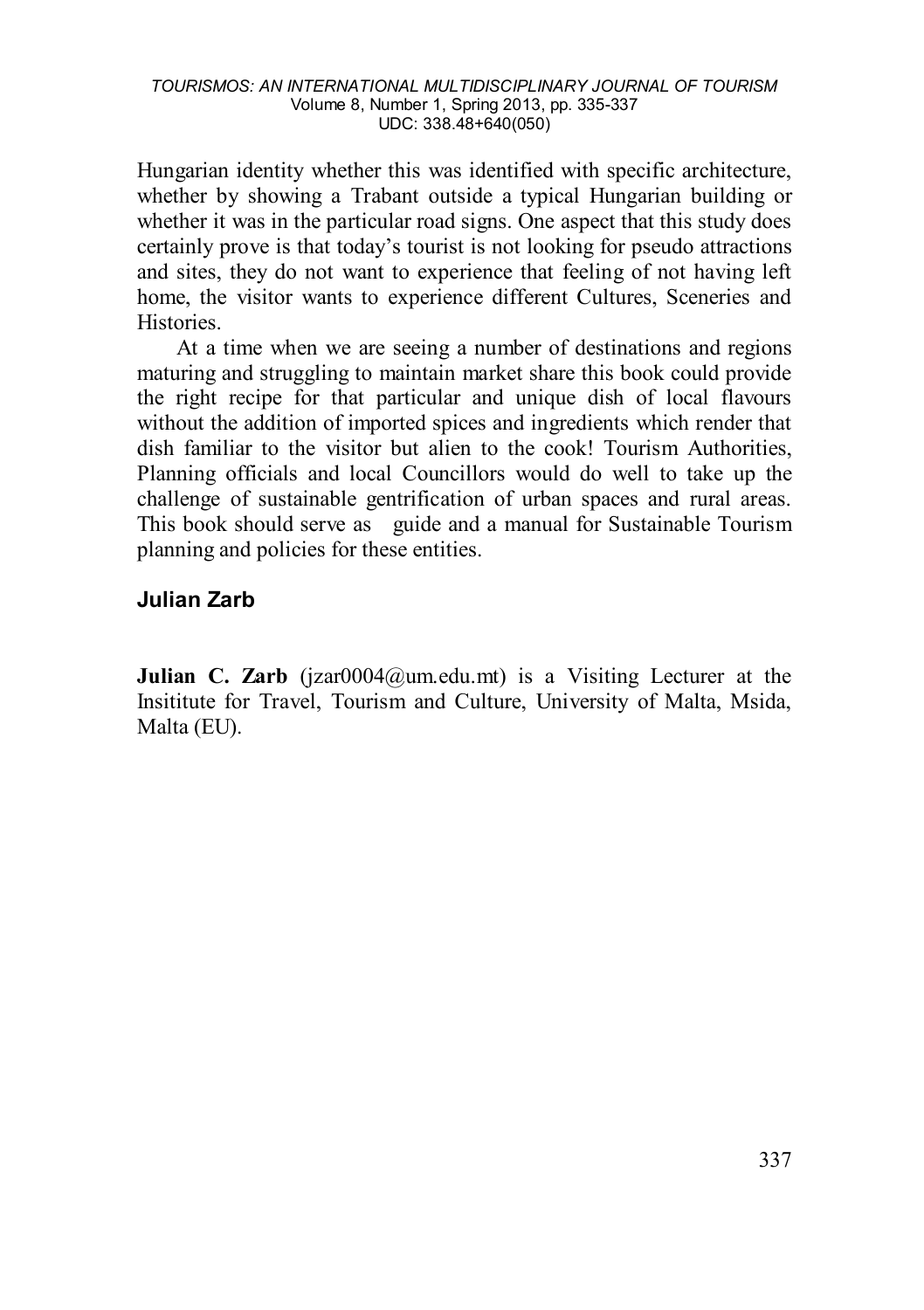Hungarian identity whether this was identified with specific architecture, whether by showing a Trabant outside a typical Hungarian building or whether it was in the particular road signs. One aspect that this study does certainly prove is that today's tourist is not looking for pseudo attractions and sites, they do not want to experience that feeling of not having left home, the visitor wants to experience different Cultures, Sceneries and Histories.

At a time when we are seeing a number of destinations and regions maturing and struggling to maintain market share this book could provide the right recipe for that particular and unique dish of local flavours without the addition of imported spices and ingredients which render that dish familiar to the visitor but alien to the cook! Tourism Authorities, Planning officials and local Councillors would do well to take up the challenge of sustainable gentrification of urban spaces and rural areas. This book should serve as guide and a manual for Sustainable Tourism planning and policies for these entities.

**Julian Zarb**

**Julian C. Zarb** (jzar0004@um.edu.mt) is a Visiting Lecturer at the Insititute for Travel, Tourism and Culture, University of Malta, Msida, Malta (EU).